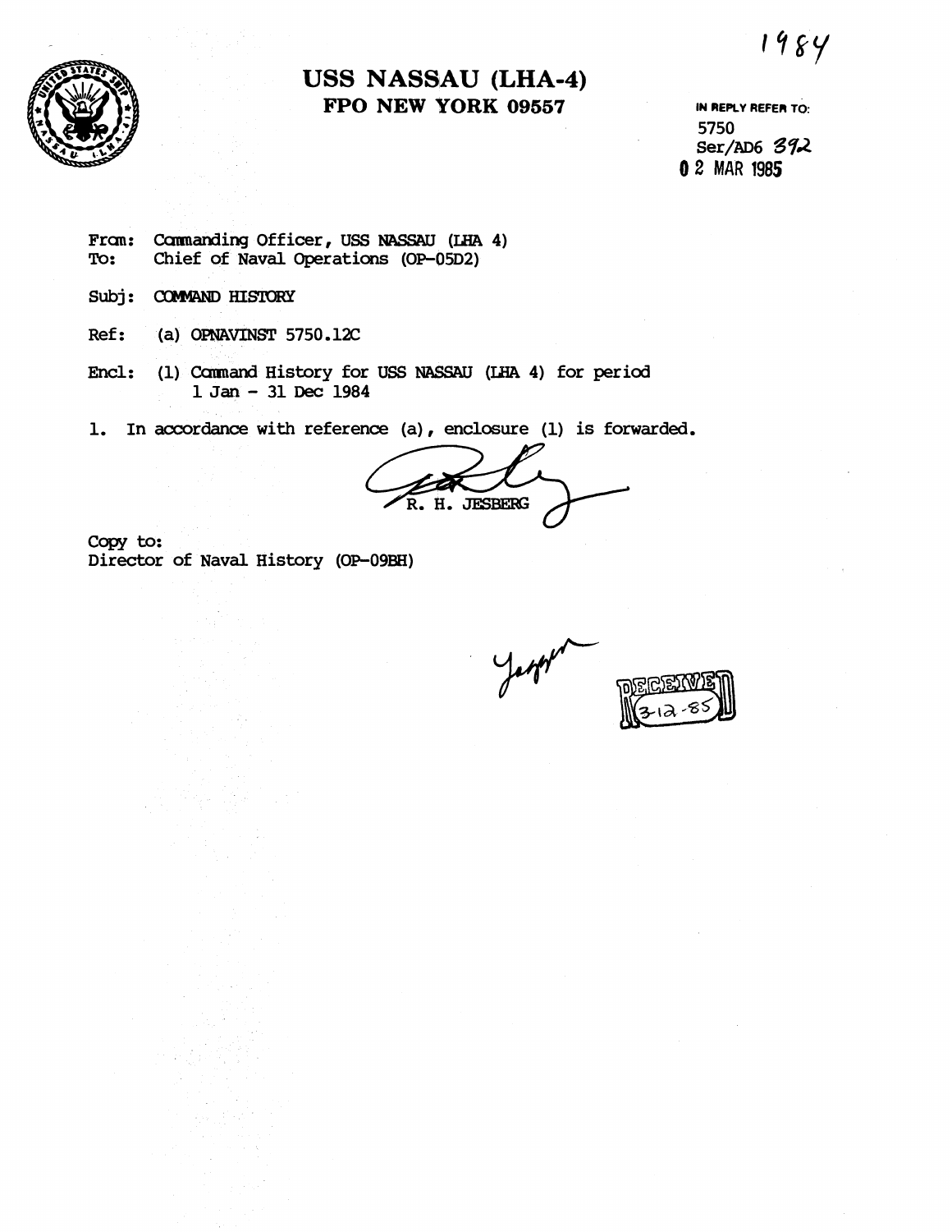1984

# USS NASSAU (LHA-4)
## FPO NEW YORK 09557

IN REPLY REFER TO:
5750
Ser/AD6 392
02 MAR 1985

From: Commanding Officer, USS NASSAU (LHA 4)
To: Chief of Naval Operations (OP-05D2)

Subj: COMMAND HISTORY

Ref: (a) OPNAVINST 5750.12C

Encl: (1) Command History for USS NASSAU (LHA 4) for period 1 Jan - 31 Dec 1984

1. In accordance with reference (a), enclosure (1) is forwarded.

R. H. JESBERG

Copy to:
Director of Naval History (OP-09BH)

RECEIVED 3-12-85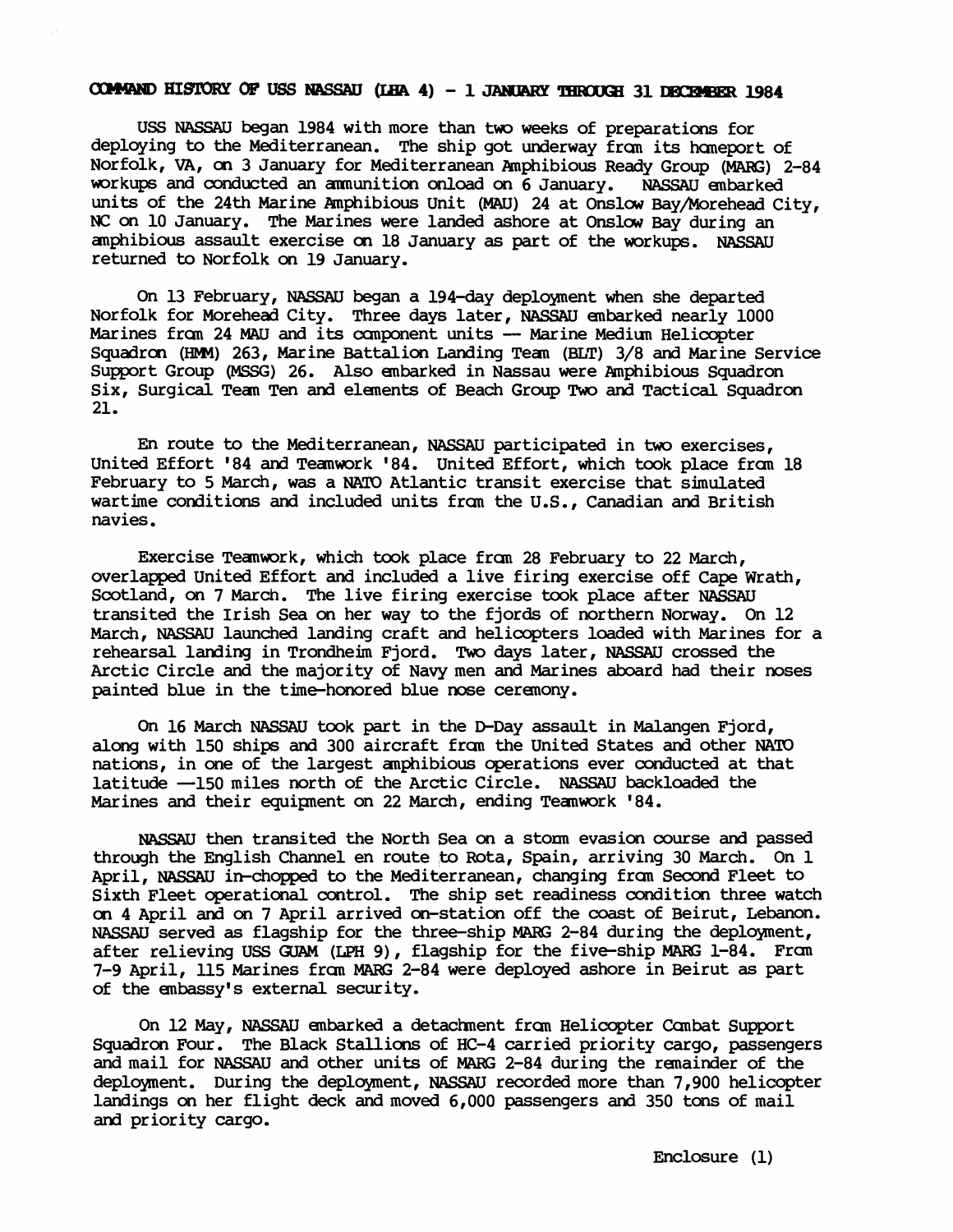## COMMAND HISTORY OF USS NASSAU (LHA 4) - 1 JANUARY THROUGH 31 DECEMBER 1984

USS NASSAU began 1984 with more than two weeks of preparations for deploying to the Mediterranean. The ship got underway from its homeport of Norfolk, VA, on 3 January for Mediterranean Amphibious Ready Group (MARG) 2-84 workups and conducted an ammunition onload on 6 January. NASSAU embarked units of the 24th Marine Amphibious Unit (MAU) 24 at Onslow Bay/Morehead City, NC on 10 January. The Marines were landed ashore at Onslow Bay during an amphibious assault exercise on 18 January as part of the workups. NASSAU returned to Norfolk on 19 January.

On 13 February, NASSAU began a 194-day deployment when she departed Norfolk for Morehead City. Three days later, NASSAU embarked nearly 1000 Marines from 24 MAU and its component units -- Marine Medium Helicopter Squadron (HMM) 263, Marine Battalion Landing Team (BLT) 3/8 and Marine Service Support Group (MSSG) 26. Also embarked in Nassau were Amphibious Squadron Six, Surgical Team Ten and elements of Beach Group Two and Tactical Squadron 21.

En route to the Mediterranean, NASSAU participated in two exercises, United Effort '84 and Teamwork '84. United Effort, which took place from 18 February to 5 March, was a NATO Atlantic transit exercise that simulated wartime conditions and included units from the U.S., Canadian and British navies.

Exercise Teamwork, which took place from 28 February to 22 March, overlapped United Effort and included a live firing exercise off Cape Wrath, Scotland, on 7 March. The live firing exercise took place after NASSAU transited the Irish Sea on her way to the fjords of northern Norway. On 12 March, NASSAU launched landing craft and helicopters loaded with Marines for a rehearsal landing in Trondheim Fjord. Two days later, NASSAU crossed the Arctic Circle and the majority of Navy men and Marines aboard had their noses painted blue in the time-honored blue nose ceremony.

On 16 March NASSAU took part in the D-Day assault in Malangen Fjord, along with 150 ships and 300 aircraft from the United States and other NATO nations, in one of the largest amphibious operations ever conducted at that latitude —150 miles north of the Arctic Circle. NASSAU backloaded the Marines and their equipment on 22 March, ending Teamwork '84.

NASSAU then transited the North Sea on a storm evasion course and passed through the English Channel en route to Rota, Spain, arriving 30 March. On 1 April, NASSAU in-chopped to the Mediterranean, changing from Second Fleet to Sixth Fleet operational control. The ship set readiness condition three watch on 4 April and on 7 April arrived on-station off the coast of Beirut, Lebanon. NASSAU served as flagship for the three-ship MARG 2-84 during the deployment, after relieving USS GUAM (LPH 9), flagship for the five-ship MARG 1-84. From 7-9 April, 115 Marines from MARG 2-84 were deployed ashore in Beirut as part of the embassy's external security.

On 12 May, NASSAU embarked a detachment from Helicopter Combat Support Squadron Four. The Black Stallions of HC-4 carried priority cargo, passengers and mail for NASSAU and other units of MARG 2-84 during the remainder of the deployment. During the deployment, NASSAU recorded more than 7,900 helicopter landings on her flight deck and moved 6,000 passengers and 350 tons of mail and priority cargo.

Enclosure (1)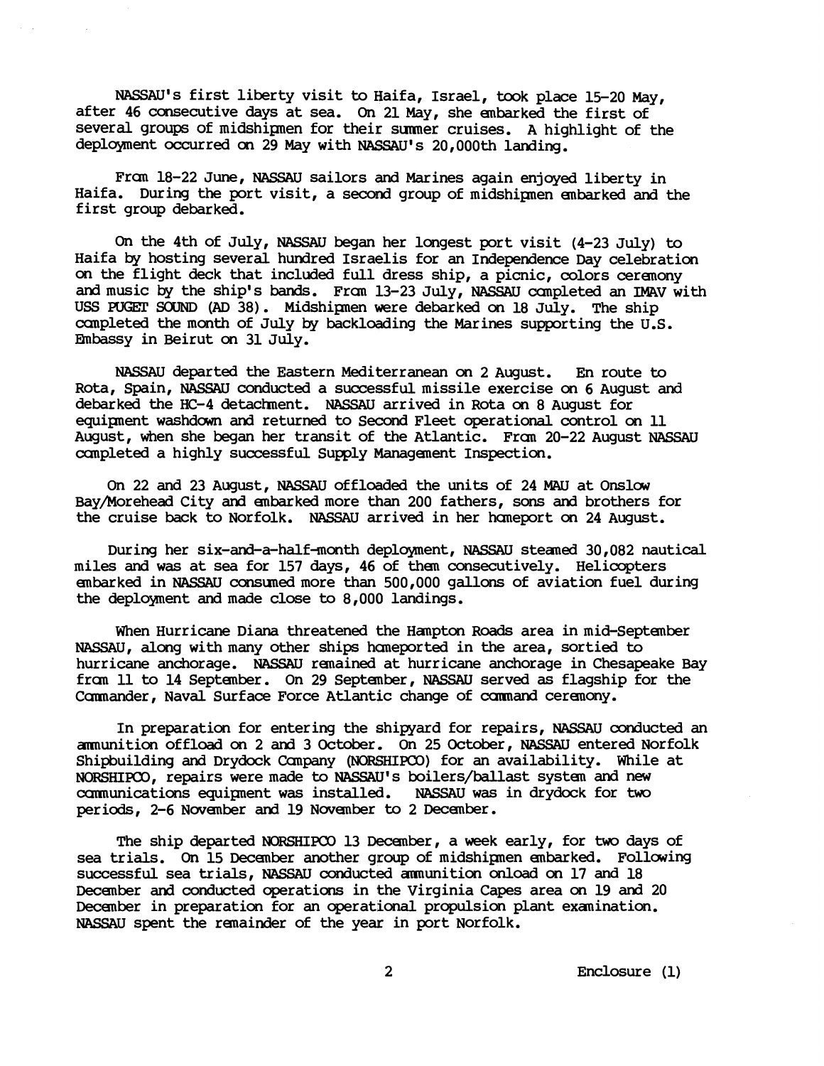NASSAU's first liberty visit to Haifa, Israel, took place 15-20 May, after 46 consecutive days at sea. On 21 May, she embarked the first of several groups of midshipmen for their summer cruises. A highlight of the deployment occurred on 29 May with NASSAU's 20,000th landing.

From 18-22 June, NASSAU sailors and Marines again enjoyed liberty in Haifa. During the port visit, a second group of midshipmen embarked and the first group debarked.

On the 4th of July, NASSAU began her longest port visit (4-23 July) to Haifa by hosting several hundred Israelis for an Independence Day celebration on the flight deck that included full dress ship, a picnic, colors ceremony and music by the ship's bands. From 13-23 July, NASSAU completed an IMAV with USS PUGET SOUND (AD 38). Midshipmen were debarked on 18 July. The ship completed the month of July by backloading the Marines supporting the U.S. Embassy in Beirut on 31 July.

NASSAU departed the Eastern Mediterranean on 2 August. En route to Rota, Spain, NASSAU conducted a successful missile exercise on 6 August and debarked the HC-4 detachment. NASSAU arrived in Rota on 8 August for equipment washdown and returned to Second Fleet operational control on 11 August, when she began her transit of the Atlantic. From 20-22 August NASSAU completed a highly successful Supply Management Inspection.

On 22 and 23 August, NASSAU offloaded the units of 24 MAU at Onslow Bay/Morehead City and embarked more than 200 fathers, sons and brothers for the cruise back to Norfolk. NASSAU arrived in her homeport on 24 August.

During her six-and-a-half-month deployment, NASSAU steamed 30,082 nautical miles and was at sea for 157 days, 46 of them consecutively. Helicopters embarked in NASSAU consumed more than 500,000 gallons of aviation fuel during the deployment and made close to 8,000 landings.

When Hurricane Diana threatened the Hampton Roads area in mid-September NASSAU, along with many other ships homeported in the area, sortied to hurricane anchorage. NASSAU remained at hurricane anchorage in Chesapeake Bay from 11 to 14 September. On 29 September, NASSAU served as flagship for the Commander, Naval Surface Force Atlantic change of command ceremony.

In preparation for entering the shipyard for repairs, NASSAU conducted an ammunition offload on 2 and 3 October. On 25 October, NASSAU entered Norfolk Shipbuilding and Drydock Company (NORSHIPCO) for an availability. While at NORSHIPCO, repairs were made to NASSAU's boilers/ballast system and new communications equipment was installed. NASSAU was in drydock for two periods, 2-6 November and 19 November to 2 December.

The ship departed NORSHIPCO 13 December, a week early, for two days of sea trials. On 15 December another group of midshipmen embarked. Following successful sea trials, NASSAU conducted ammunition onload on 17 and 18 December and conducted operations in the Virginia Capes area on 19 and 20 December in preparation for an operational propulsion plant examination. NASSAU spent the remainder of the year in port Norfolk.

Enclosure (1)